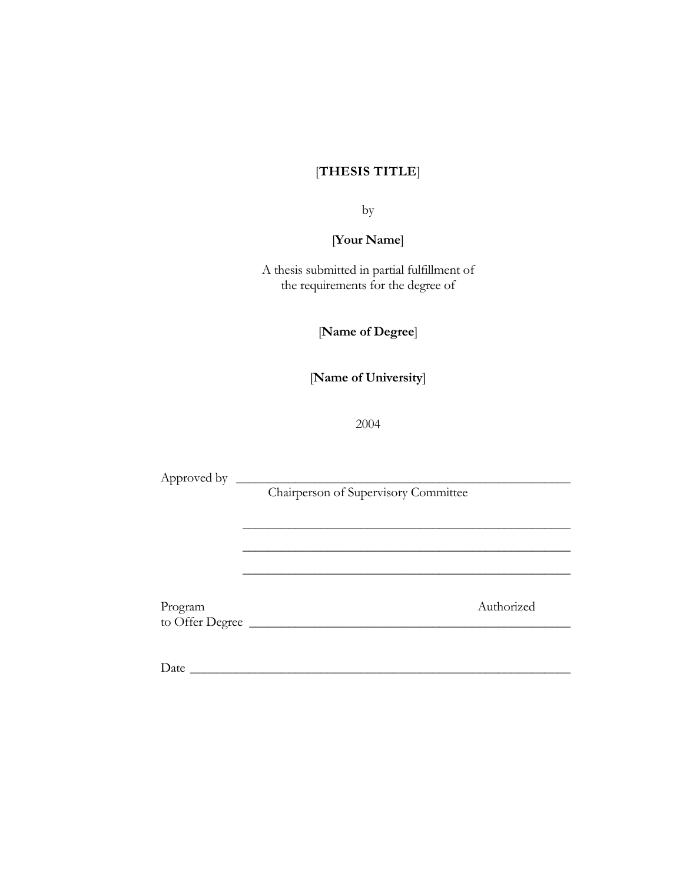[**THESIS TITLE**]

by

[**Your Name**]

A thesis submitted in partial fulfillment of
the requirements for the degree of

[**Name of Degree**]

[**Name of University**]

2004

Approved by ___________________________________________________
Chairperson of Supervisory Committee

___________________________________________________

___________________________________________________

___________________________________________________

Program Authorized
to Offer Degree ___________________________________________________

Date _________________________________________________________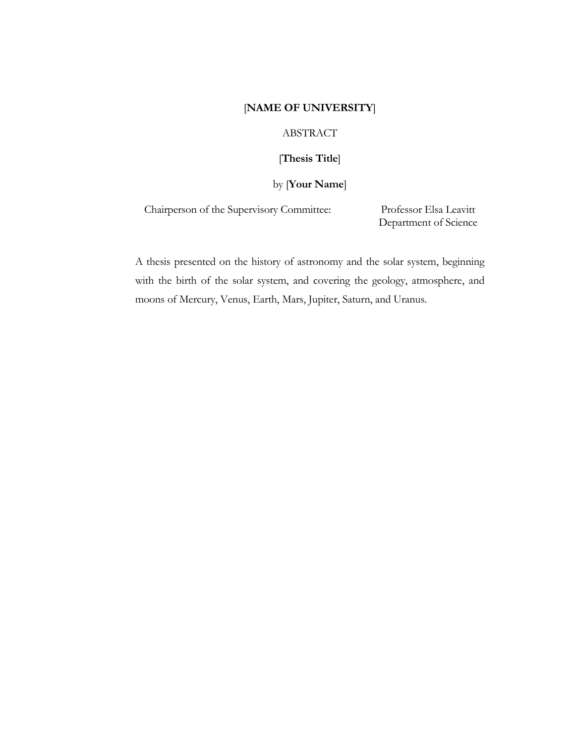[**NAME OF UNIVERSITY**]

ABSTRACT

[**Thesis Title**]

by [**Your Name**]

Chairperson of the Supervisory Committee: Professor Elsa Leavitt
Department of Science

A thesis presented on the history of astronomy and the solar system, beginning with the birth of the solar system, and covering the geology, atmosphere, and moons of Mercury, Venus, Earth, Mars, Jupiter, Saturn, and Uranus.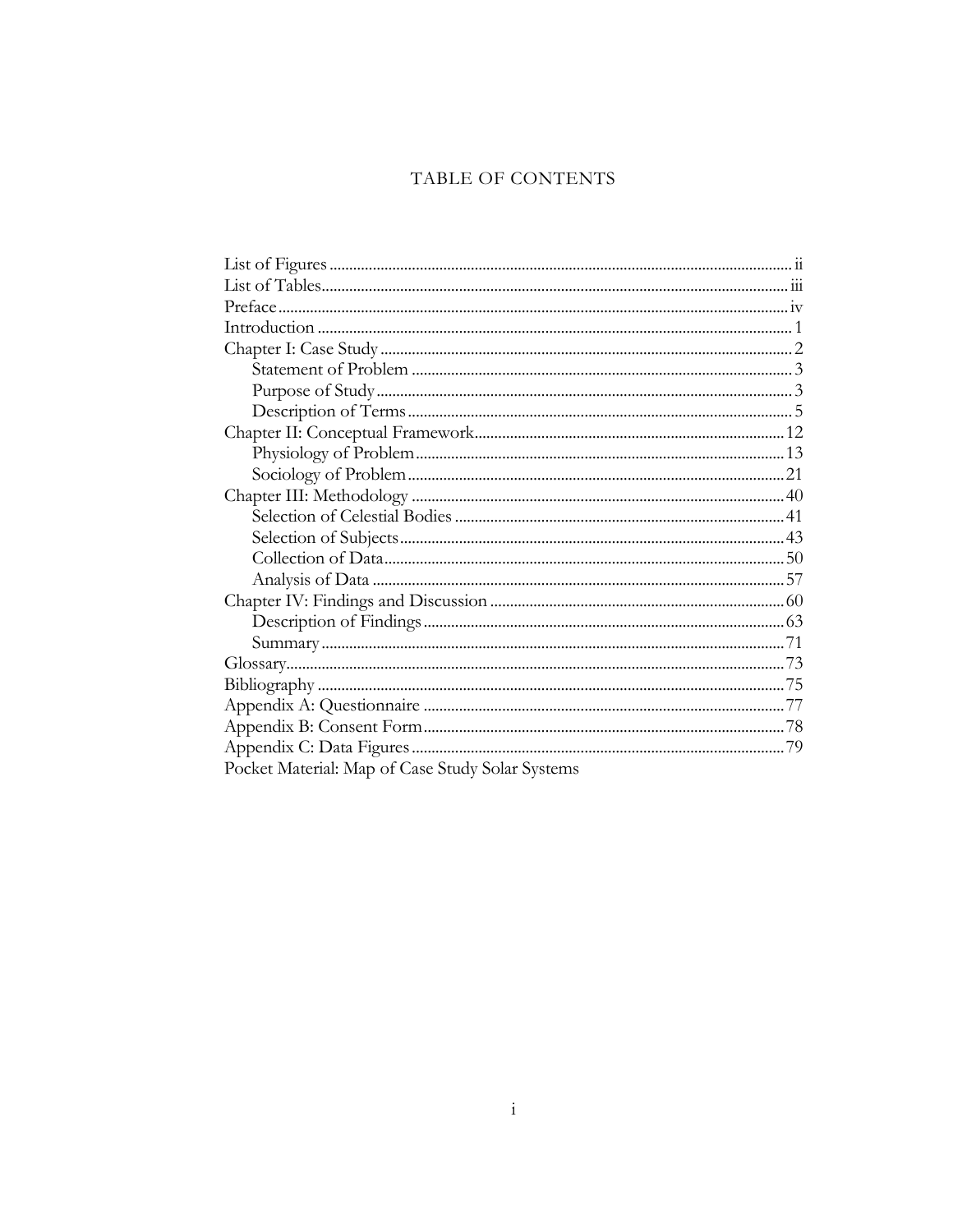# TABLE OF CONTENTS

List of Figures .................................................... ii
List of Tables .................................................... iii
Preface .................................................... iv
Introduction .................................................... 1
Chapter I: Case Study .................................................... 2
    Statement of Problem .................................................... 3
    Purpose of Study .................................................... 3
    Description of Terms .................................................... 5
Chapter II: Conceptual Framework .................................................... 12
    Physiology of Problem .................................................... 13
    Sociology of Problem .................................................... 21
Chapter III: Methodology .................................................... 40
    Selection of Celestial Bodies .................................................... 41
    Selection of Subjects .................................................... 43
    Collection of Data .................................................... 50
    Analysis of Data .................................................... 57
Chapter IV: Findings and Discussion .................................................... 60
    Description of Findings .................................................... 63
    Summary .................................................... 71
Glossary .................................................... 73
Bibliography .................................................... 75
Appendix A: Questionnaire .................................................... 77
Appendix B: Consent Form .................................................... 78
Appendix C: Data Figures .................................................... 79
Pocket Material: Map of Case Study Solar Systems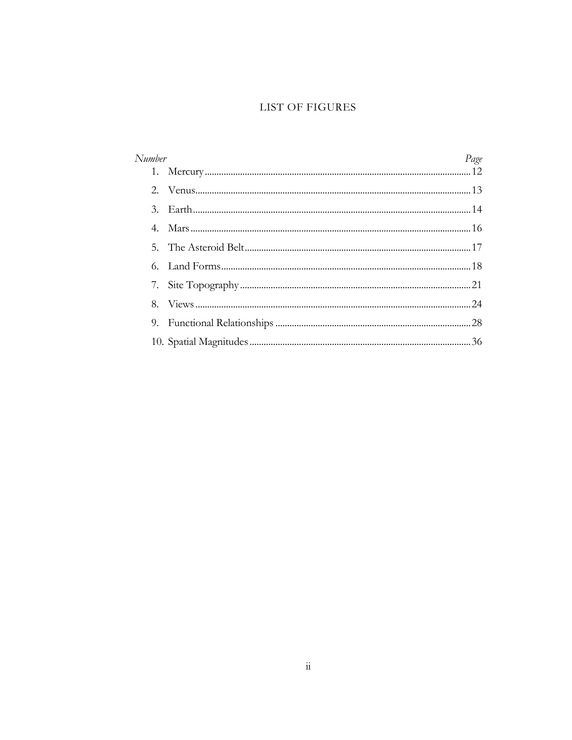# LIST OF FIGURES

| *Number* | | *Page* |
|---|---|---|
| 1. | Mercury | 12 |
| 2. | Venus | 13 |
| 3. | Earth | 14 |
| 4. | Mars | 16 |
| 5. | The Asteroid Belt | 17 |
| 6. | Land Forms | 18 |
| 7. | Site Topography | 21 |
| 8. | Views | 24 |
| 9. | Functional Relationships | 28 |
| 10. | Spatial Magnitudes | 36 |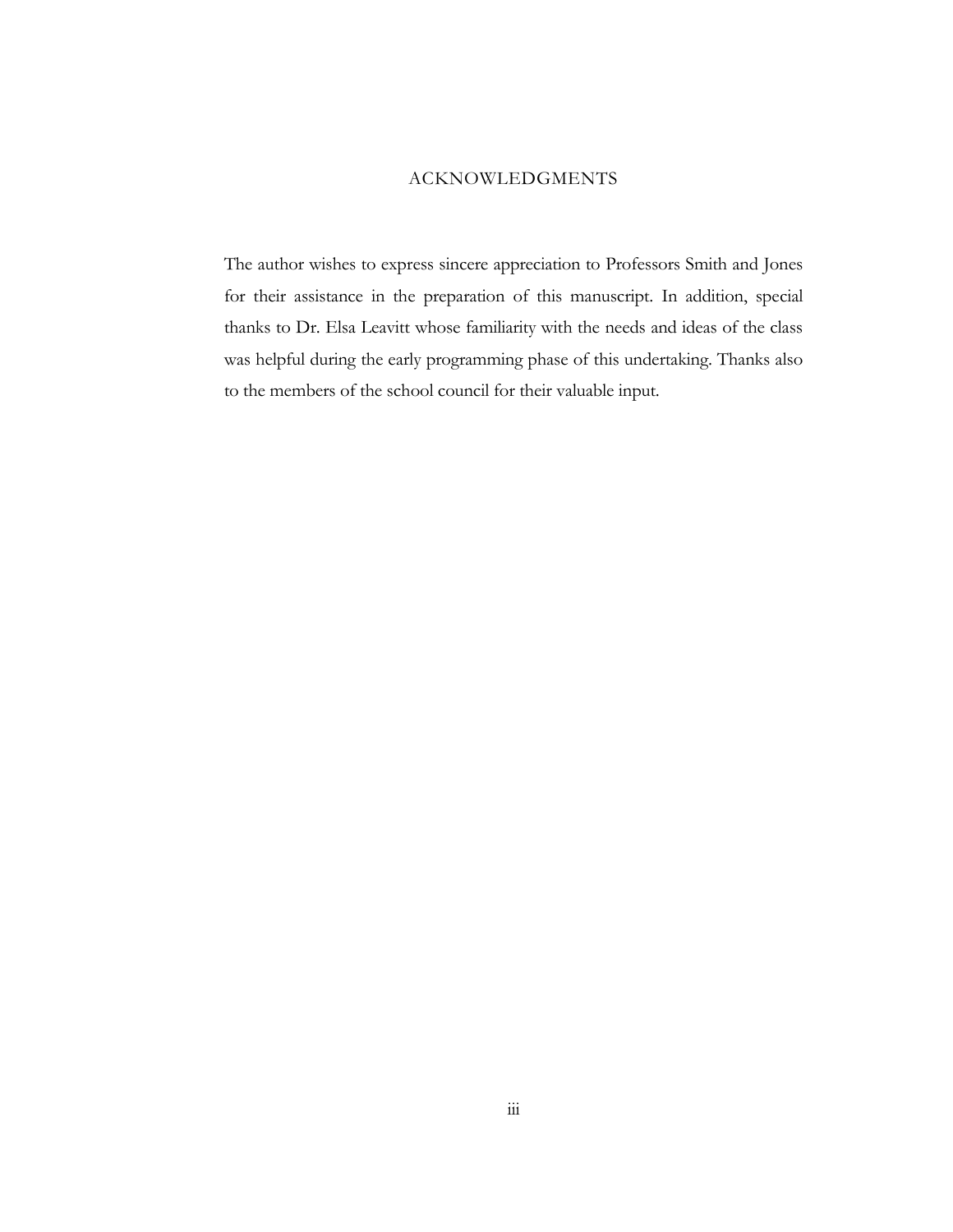# ACKNOWLEDGMENTS

The author wishes to express sincere appreciation to Professors Smith and Jones for their assistance in the preparation of this manuscript. In addition, special thanks to Dr. Elsa Leavitt whose familiarity with the needs and ideas of the class was helpful during the early programming phase of this undertaking. Thanks also to the members of the school council for their valuable input.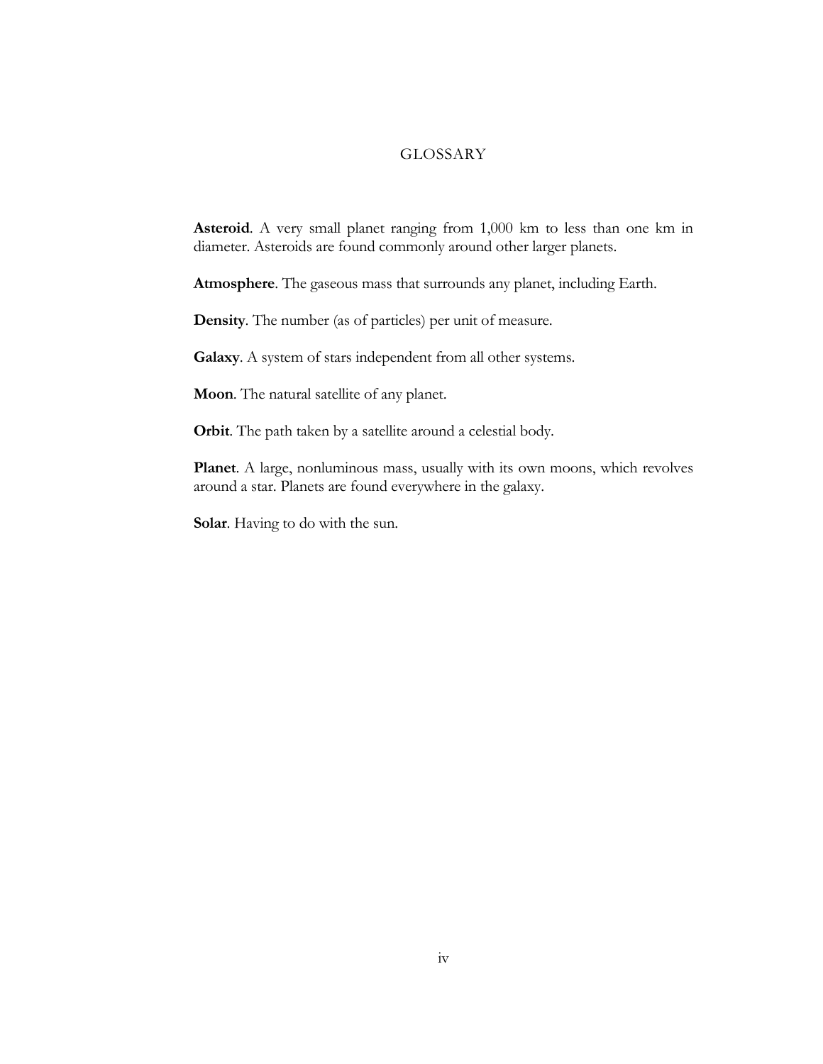# GLOSSARY

**Asteroid**. A very small planet ranging from 1,000 km to less than one km in diameter. Asteroids are found commonly around other larger planets.

**Atmosphere**. The gaseous mass that surrounds any planet, including Earth.

**Density**. The number (as of particles) per unit of measure.

**Galaxy**. A system of stars independent from all other systems.

**Moon**. The natural satellite of any planet.

**Orbit**. The path taken by a satellite around a celestial body.

**Planet**. A large, nonluminous mass, usually with its own moons, which revolves around a star. Planets are found everywhere in the galaxy.

**Solar**. Having to do with the sun.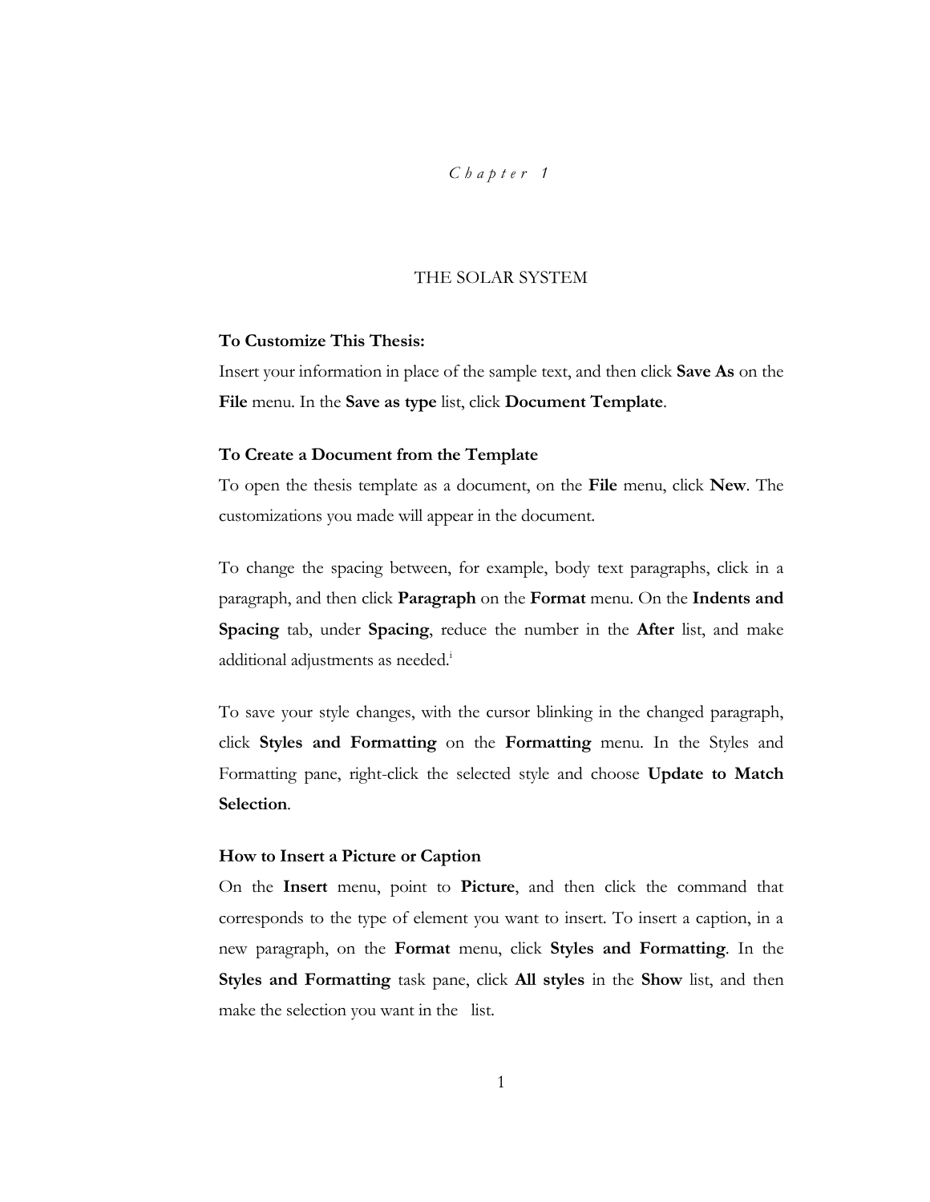*C h a p t e r 1*

# THE SOLAR SYSTEM

**To Customize This Thesis:**

Insert your information in place of the sample text, and then click **Save As** on the **File** menu. In the **Save as type** list, click **Document Template**.

**To Create a Document from the Template**

To open the thesis template as a document, on the **File** menu, click **New**. The customizations you made will appear in the document.

To change the spacing between, for example, body text paragraphs, click in a paragraph, and then click **Paragraph** on the **Format** menu. On the **Indents and Spacing** tab, under **Spacing**, reduce the number in the **After** list, and make additional adjustments as needed.[i]

To save your style changes, with the cursor blinking in the changed paragraph, click **Styles and Formatting** on the **Formatting** menu. In the Styles and Formatting pane, right-click the selected style and choose **Update to Match Selection**.

**How to Insert a Picture or Caption**

On the **Insert** menu, point to **Picture**, and then click the command that corresponds to the type of element you want to insert. To insert a caption, in a new paragraph, on the **Format** menu, click **Styles and Formatting**. In the **Styles and Formatting** task pane, click **All styles** in the **Show** list, and then make the selection you want in the  list.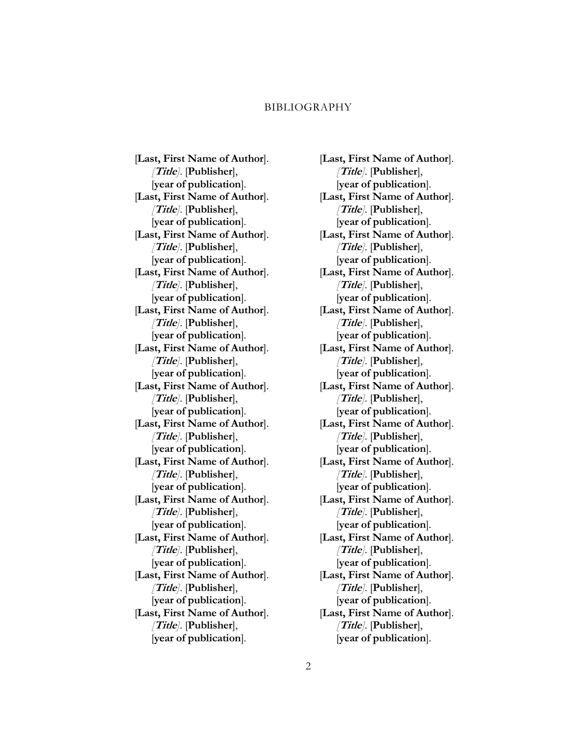# BIBLIOGRAPHY

[**Last, First Name of Author**]. *[**Title**]*. [**Publisher**], [**year of publication**].

[**Last, First Name of Author**]. *[**Title**]*. [**Publisher**], [**year of publication**].

[**Last, First Name of Author**]. *[**Title**]*. [**Publisher**], [**year of publication**].

[**Last, First Name of Author**]. *[**Title**]*. [**Publisher**], [**year of publication**].

[**Last, First Name of Author**]. *[**Title**]*. [**Publisher**], [**year of publication**].

[**Last, First Name of Author**]. *[**Title**]*. [**Publisher**], [**year of publication**].

[**Last, First Name of Author**]. *[**Title**]*. [**Publisher**], [**year of publication**].

[**Last, First Name of Author**]. *[**Title**]*. [**Publisher**], [**year of publication**].

[**Last, First Name of Author**]. *[**Title**]*. [**Publisher**], [**year of publication**].

[**Last, First Name of Author**]. *[**Title**]*. [**Publisher**], [**year of publication**].

[**Last, First Name of Author**]. *[**Title**]*. [**Publisher**], [**year of publication**].

[**Last, First Name of Author**]. *[**Title**]*. [**Publisher**], [**year of publication**].

[**Last, First Name of Author**]. *[**Title**]*. [**Publisher**], [**year of publication**].

[**Last, First Name of Author**]. *[**Title**]*. [**Publisher**], [**year of publication**].

[**Last, First Name of Author**]. *[**Title**]*. [**Publisher**], [**year of publication**].

[**Last, First Name of Author**]. *[**Title**]*. [**Publisher**], [**year of publication**].

[**Last, First Name of Author**]. *[**Title**]*. [**Publisher**], [**year of publication**].

[**Last, First Name of Author**]. *[**Title**]*. [**Publisher**], [**year of publication**].

[**Last, First Name of Author**]. *[**Title**]*. [**Publisher**], [**year of publication**].

[**Last, First Name of Author**]. *[**Title**]*. [**Publisher**], [**year of publication**].

[**Last, First Name of Author**]. *[**Title**]*. [**Publisher**], [**year of publication**].

[**Last, First Name of Author**]. *[**Title**]*. [**Publisher**], [**year of publication**].

[**Last, First Name of Author**]. *[**Title**]*. [**Publisher**], [**year of publication**].

[**Last, First Name of Author**]. *[**Title**]*. [**Publisher**], [**year of publication**].

[**Last, First Name of Author**]. *[**Title**]*. [**Publisher**], [**year of publication**].

[**Last, First Name of Author**]. *[**Title**]*. [**Publisher**], [**year of publication**].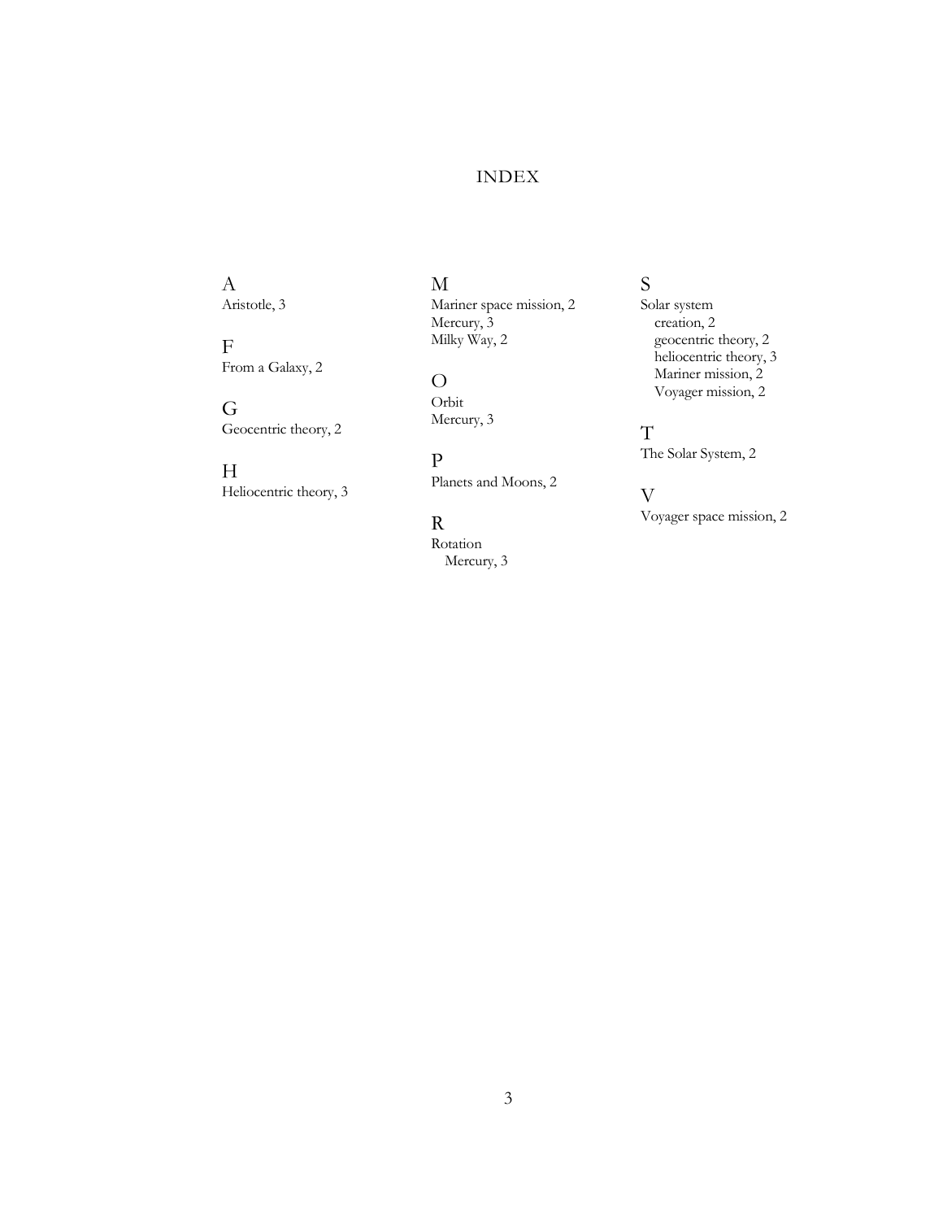# INDEX

A
Aristotle, 3

F
From a Galaxy, 2

G
Geocentric theory, 2

H
Heliocentric theory, 3

M
Mariner space mission, 2
Mercury, 3
Milky Way, 2

O
Orbit
Mercury, 3

P
Planets and Moons, 2

R
Rotation
  Mercury, 3

S
Solar system
  creation, 2
  geocentric theory, 2
  heliocentric theory, 3
  Mariner mission, 2
  Voyager mission, 2

T
The Solar System, 2

V
Voyager space mission, 2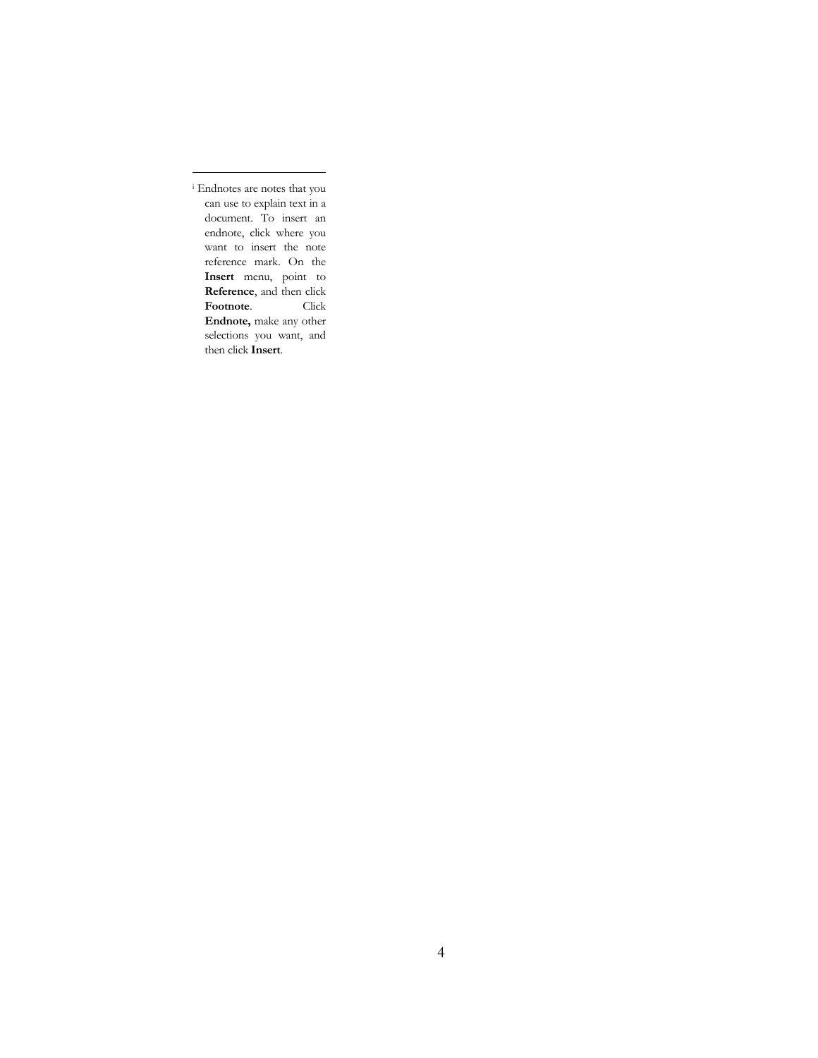[i] Endnotes are notes that you can use to explain text in a document. To insert an endnote, click where you want to insert the note reference mark. On the **Insert** menu, point to **Reference**, and then click **Footnote**. Click **Endnote,** make any other selections you want, and then click **Insert**.